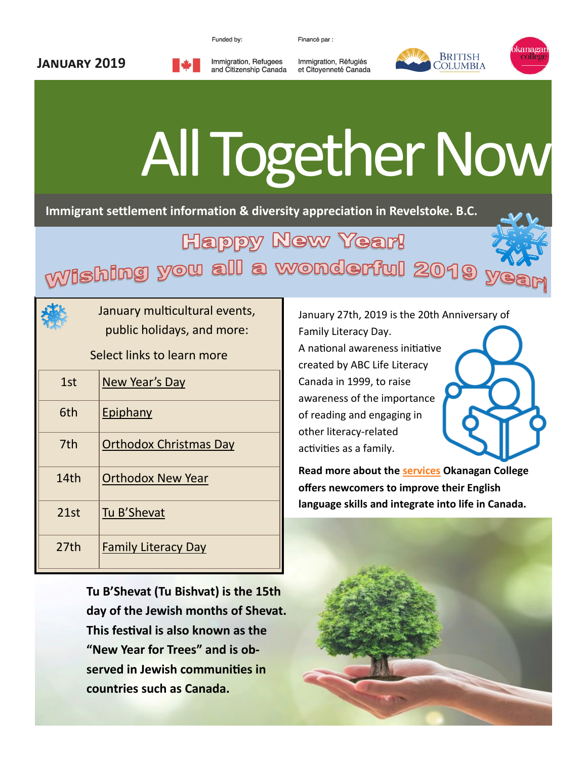**January 2019**

Funded by: Immigration, Refugees and Citizenship Canada

Financé par : Immigration, Réfugiés et Citoyenneté Canada

British Columbia

Okanagan College

# All Together Now

**Immigrant settlement information & diversity appreciation in Revelstoke. B.C.**

## Happy New Year!

## Wishing you all a wonderful 2019 year!

January multicultural events, public holidays, and more:

Select links to learn more

| | |
|---|---|
| 1st | New Year's Day |
| 6th | Epiphany |
| 7th | Orthodox Christmas Day |
| 14th | Orthodox New Year |
| 21st | Tu B'Shevat |
| 27th | Family Literacy Day |

**Tu B'Shevat (Tu Bishvat) is the 15th day of the Jewish months of Shevat. This festival is also known as the "New Year for Trees" and is observed in Jewish communities in countries such as Canada.**

January 27th, 2019 is the 20th Anniversary of Family Literacy Day.

A national awareness initiative created by ABC Life Literacy Canada in 1999, to raise awareness of the importance of reading and engaging in other literacy-related activities as a family.

**Read more about the services Okanagan College offers newcomers to improve their English language skills and integrate into life in Canada.**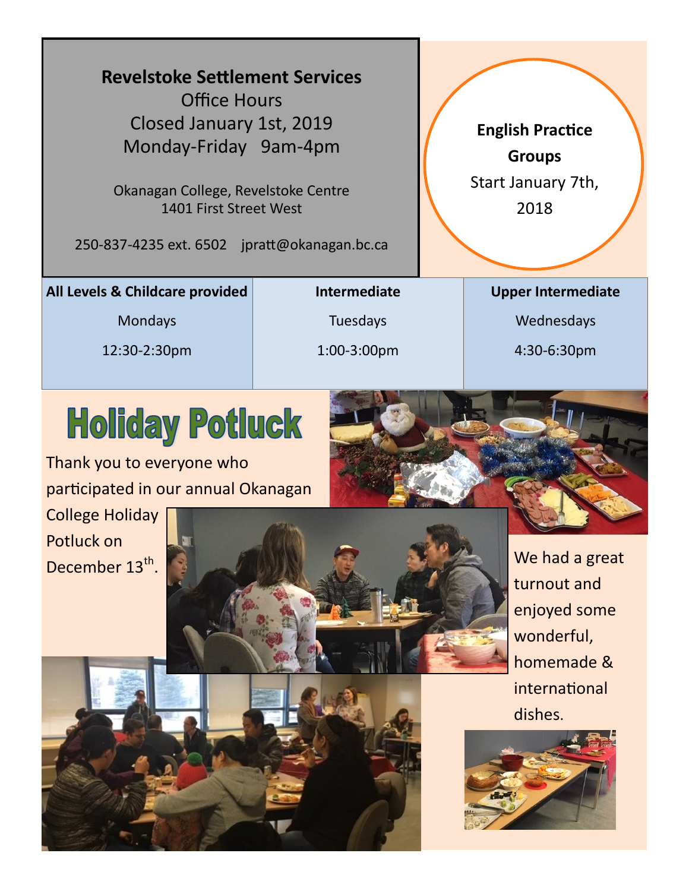**Revelstoke Settlement Services**
Office Hours
Closed January 1st, 2019
Monday-Friday 9am-4pm

Okanagan College, Revelstoke Centre
1401 First Street West

250-837-4235 ext. 6502 jpratt@okanagan.bc.ca

**English Practice Groups**
Start January 7th, 2018

| All Levels & Childcare provided | Intermediate | Upper Intermediate |
|---|---|---|
| Mondays | Tuesdays | Wednesdays |
| 12:30-2:30pm | 1:00-3:00pm | 4:30-6:30pm |

# Holiday Potluck

Thank you to everyone who participated in our annual Okanagan College Holiday Potluck on December 13th.

We had a great turnout and enjoyed some wonderful, homemade & international dishes.